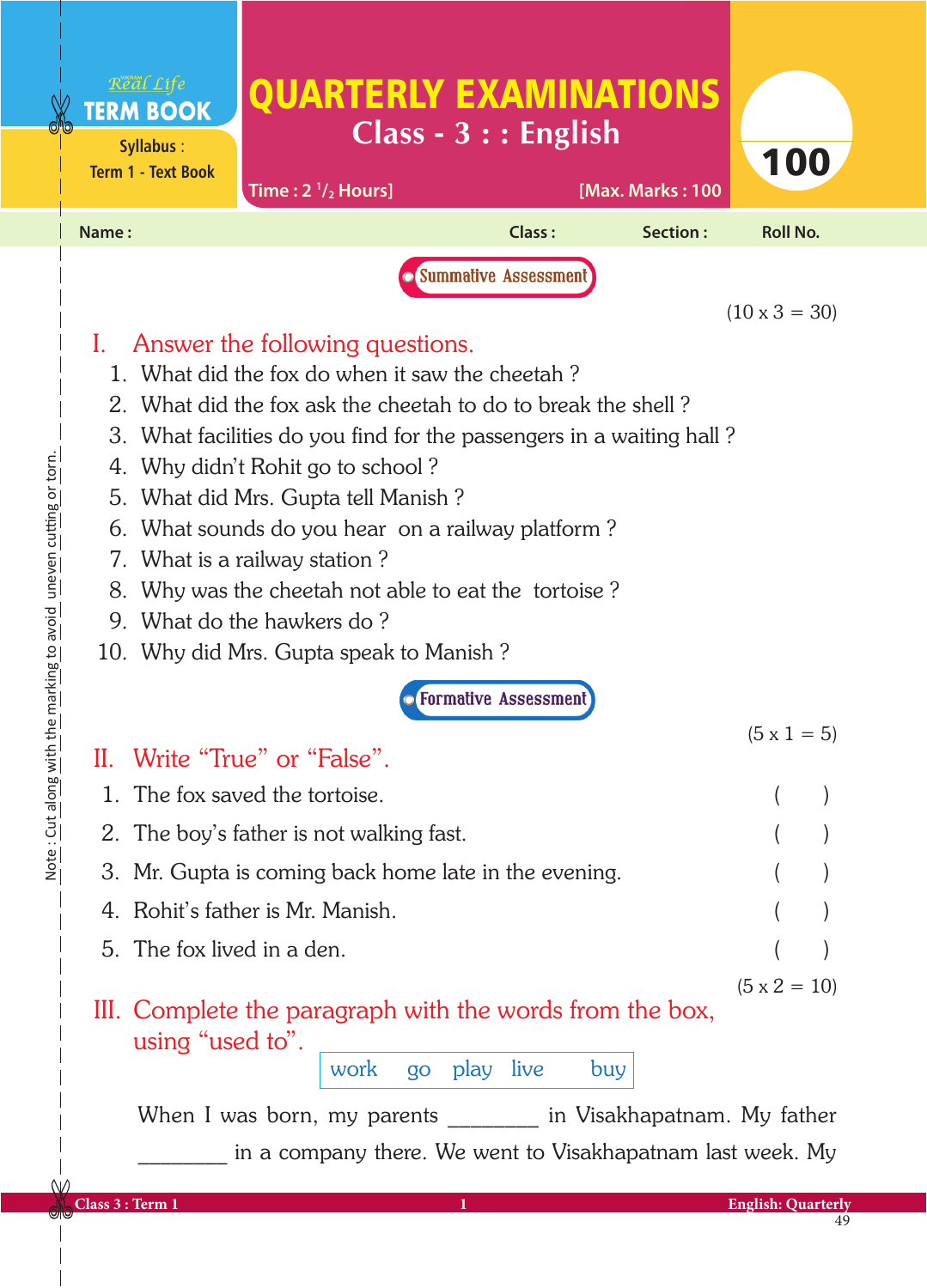Real Life
**TERM BOOK**

Syllabus :
Term 1 - Text Book

# QUARTERLY EXAMINATIONS

## Class - 3 : : English

Time : 2 $^{1}/_{2}$ Hours] [Max. Marks : 100

**100**

Name : Class : Section : Roll No.

**Summative Assessment**

(10 x 3 = 30)

## I. Answer the following questions.

1. What did the fox do when it saw the cheetah ?
2. What did the fox ask the cheetah to do to break the shell ?
3. What facilities do you find for the passengers in a waiting hall ?
4. Why didn't Rohit go to school ?
5. What did Mrs. Gupta tell Manish ?
6. What sounds do you hear on a railway platform ?
7. What is a railway station ?
8. Why was the cheetah not able to eat the tortoise ?
9. What do the hawkers do ?
10. Why did Mrs. Gupta speak to Manish ?

**Formative Assessment**

(5 x 1 = 5)

## II. Write "True" or "False".

1. The fox saved the tortoise. ( )
2. The boy's father is not walking fast. ( )
3. Mr. Gupta is coming back home late in the evening. ( )
4. Rohit's father is Mr. Manish. ( )
5. The fox lived in a den. ( )

(5 x 2 = 10)

## III. Complete the paragraph with the words from the box, using "used to".

| work go play live buy |
|---|

When I was born, my parents ________ in Visakhapatnam. My father ________ in a company there. We went to Visakhapatnam last week. My

Note : Cut along with the marking to avoid uneven cutting or torn.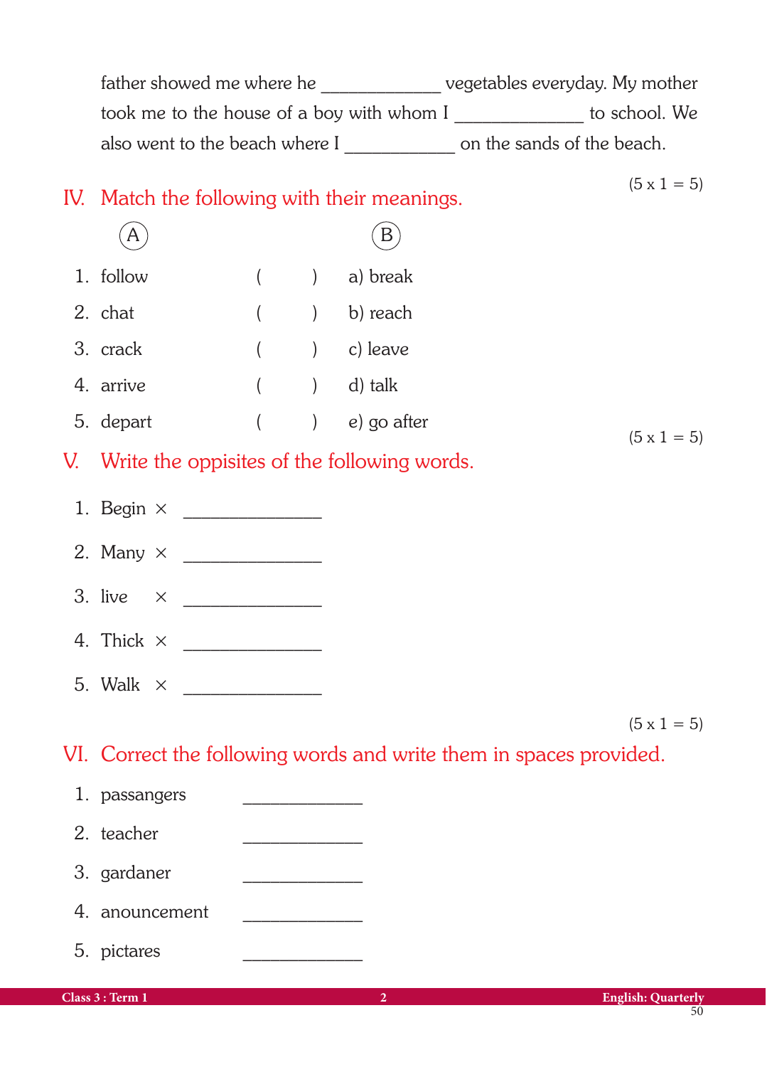father showed me where he ____________ vegetables everyday. My mother took me to the house of a boy with whom I _____________ to school. We also went to the beach where I ___________ on the sands of the beach.

## IV. Match the following with their meanings.

(5 x 1 = 5)

| A | | B |
|---|---|---|
| 1. follow | (    ) | a) break |
| 2. chat | (    ) | b) reach |
| 3. crack | (    ) | c) leave |
| 4. arrive | (    ) | d) talk |
| 5. depart | (    ) | e) go after |

(5 x 1 = 5)

## V. Write the oppisites of the following words.

1. Begin × ______________
2. Many × ______________
3. live × ______________
4. Thick × ______________
5. Walk × ______________

(5 x 1 = 5)

## VI. Correct the following words and write them in spaces provided.

1. passangers ____________
2. teacher ____________
3. gardaner ____________
4. anouncement ____________
5. pictares ____________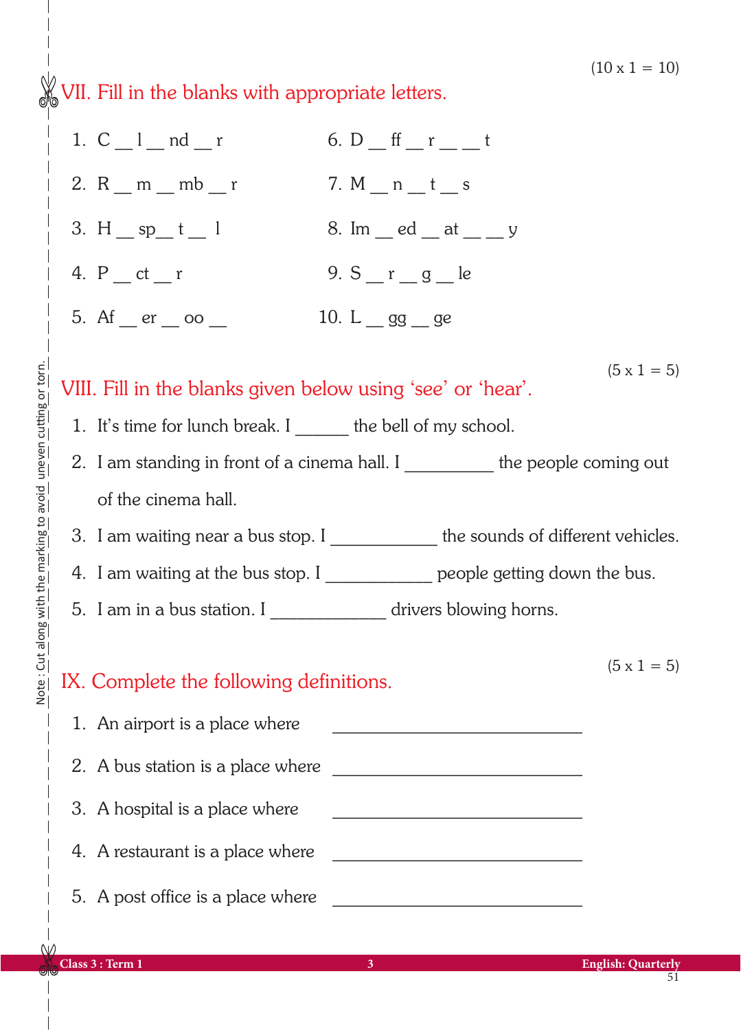(10 x 1 = 10)

## VII. Fill in the blanks with appropriate letters.

1. C __ l __ nd __ r
2. R __ m __ mb __ r
3. H __ sp__ t __ l
4. P __ ct __ r
5. Af __ er __ oo __
6. D __ ff __ r __ __ t
7. M __ n __ t __ s
8. Im __ ed __ at __ __ y
9. S __ r __ g __ le
10. L __ gg __ ge

(5 x 1 = 5)

## VIII. Fill in the blanks given below using 'see' or 'hear'.

1. It's time for lunch break. I ______ the bell of my school.
2. I am standing in front of a cinema hall. I __________ the people coming out of the cinema hall.
3. I am waiting near a bus stop. I ____________ the sounds of different vehicles.
4. I am waiting at the bus stop. I ____________ people getting down the bus.
5. I am in a bus station. I _____________ drivers blowing horns.

(5 x 1 = 5)

## IX. Complete the following definitions.

1. An airport is a place where ____________________________
2. A bus station is a place where ____________________________
3. A hospital is a place where ____________________________
4. A restaurant is a place where ____________________________
5. A post office is a place where ____________________________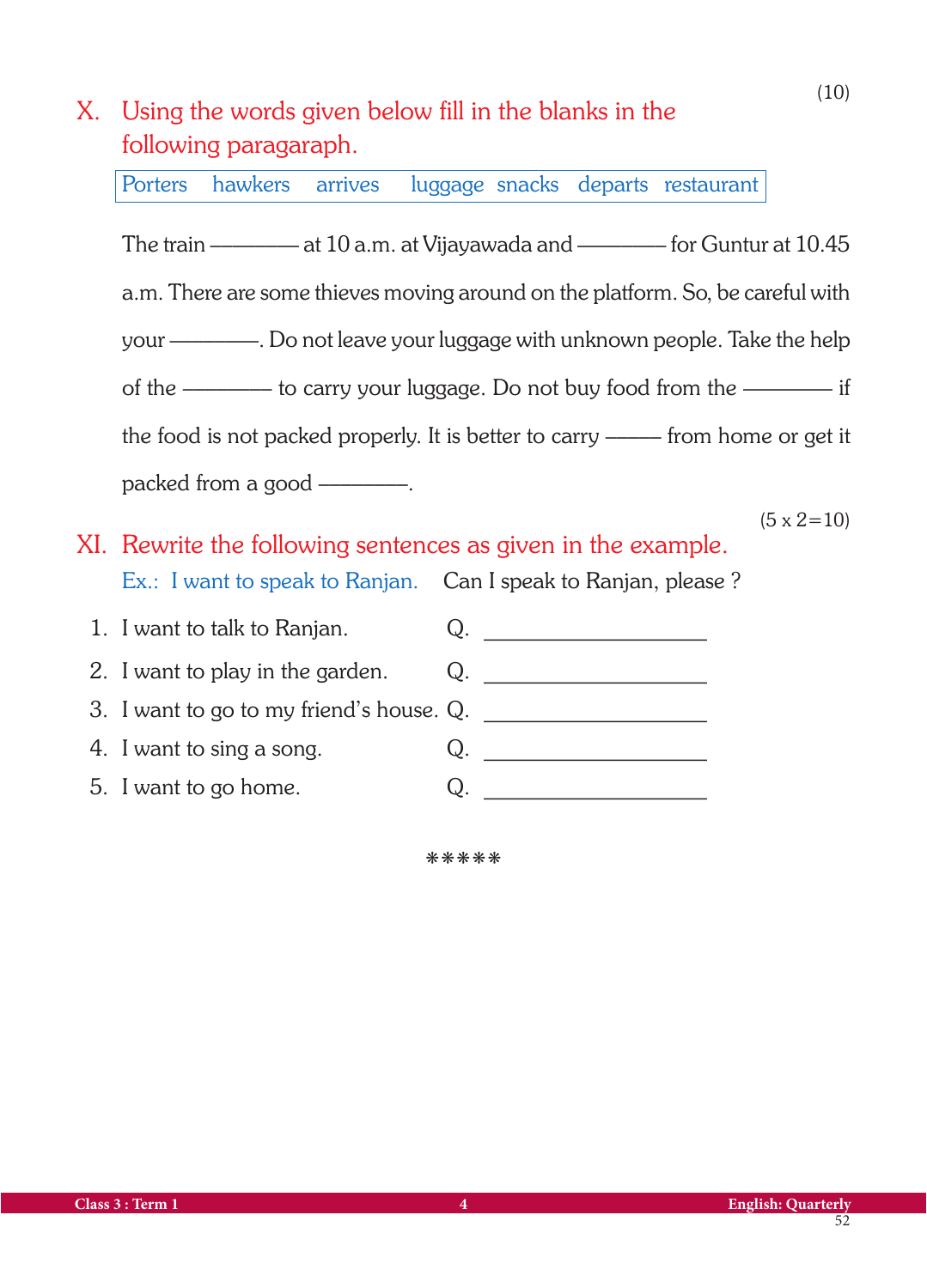(10)

## X. Using the words given below fill in the blanks in the following paragaraph.

| | | | | | | |
|---|---|---|---|---|---|---|
| Porters | hawkers | arrives | luggage | snacks | departs | restaurant |

The train ———— at 10 a.m. at Vijayawada and ———— for Guntur at 10.45 a.m. There are some thieves moving around on the platform. So, be careful with your ————. Do not leave your luggage with unknown people. Take the help of the ———— to carry your luggage. Do not buy food from the ———— if the food is not packed properly. It is better to carry ——— from home or get it packed from a good ————.

(5 x 2=10)

## XI. Rewrite the following sentences as given in the example.

Ex.: I want to speak to Ranjan. Can I speak to Ranjan, please ?

1. I want to talk to Ranjan. Q. ____________________
2. I want to play in the garden. Q. ____________________
3. I want to go to my friend's house. Q. ____________________
4. I want to sing a song. Q. ____________________
5. I want to go home. Q. ____________________

*****